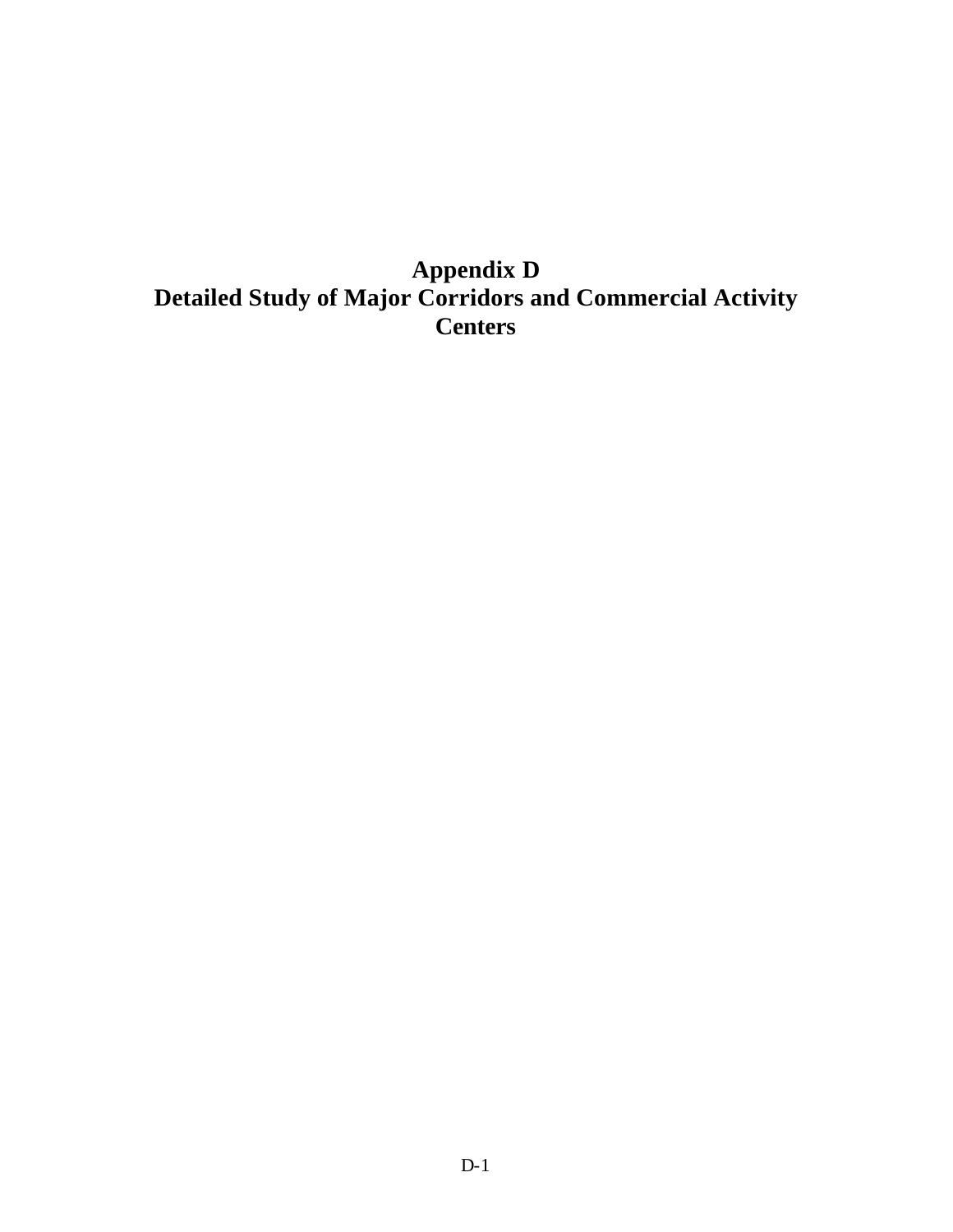# Appendix D
# Detailed Study of Major Corridors and Commercial Activity Centers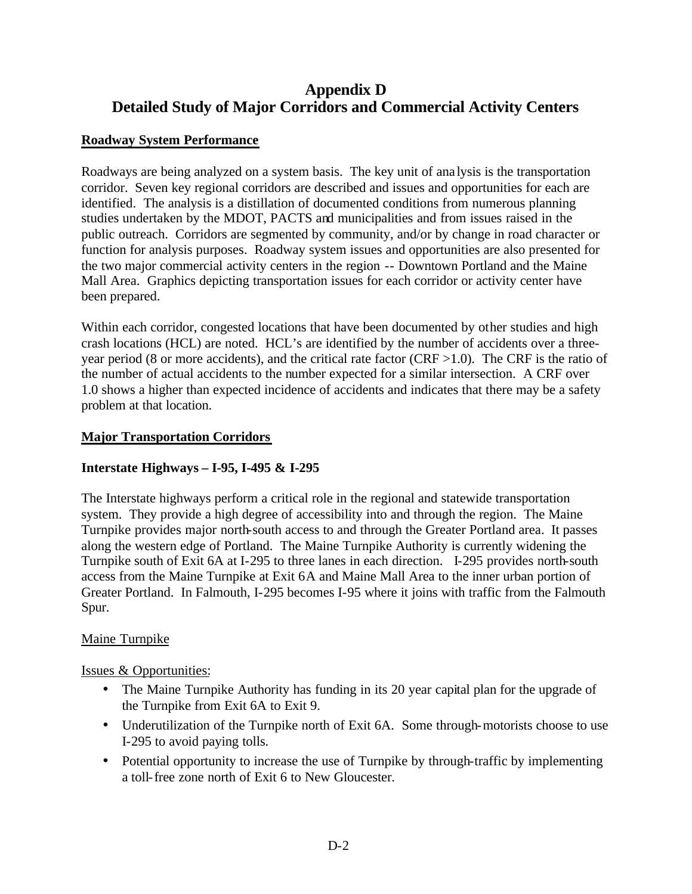# Appendix D
# Detailed Study of Major Corridors and Commercial Activity Centers

## Roadway System Performance

Roadways are being analyzed on a system basis. The key unit of analysis is the transportation corridor. Seven key regional corridors are described and issues and opportunities for each are identified. The analysis is a distillation of documented conditions from numerous planning studies undertaken by the MDOT, PACTS and municipalities and from issues raised in the public outreach. Corridors are segmented by community, and/or by change in road character or function for analysis purposes. Roadway system issues and opportunities are also presented for the two major commercial activity centers in the region -- Downtown Portland and the Maine Mall Area. Graphics depicting transportation issues for each corridor or activity center have been prepared.

Within each corridor, congested locations that have been documented by other studies and high crash locations (HCL) are noted. HCL's are identified by the number of accidents over a three-year period (8 or more accidents), and the critical rate factor (CRF >1.0). The CRF is the ratio of the number of actual accidents to the number expected for a similar intersection. A CRF over 1.0 shows a higher than expected incidence of accidents and indicates that there may be a safety problem at that location.

## Major Transportation Corridors

### Interstate Highways – I-95, I-495 & I-295

The Interstate highways perform a critical role in the regional and statewide transportation system. They provide a high degree of accessibility into and through the region. The Maine Turnpike provides major north-south access to and through the Greater Portland area. It passes along the western edge of Portland. The Maine Turnpike Authority is currently widening the Turnpike south of Exit 6A at I-295 to three lanes in each direction. I-295 provides north-south access from the Maine Turnpike at Exit 6A and Maine Mall Area to the inner urban portion of Greater Portland. In Falmouth, I-295 becomes I-95 where it joins with traffic from the Falmouth Spur.

Maine Turnpike

Issues & Opportunities:

- The Maine Turnpike Authority has funding in its 20 year capital plan for the upgrade of the Turnpike from Exit 6A to Exit 9.
- Underutilization of the Turnpike north of Exit 6A. Some through-motorists choose to use I-295 to avoid paying tolls.
- Potential opportunity to increase the use of Turnpike by through-traffic by implementing a toll-free zone north of Exit 6 to New Gloucester.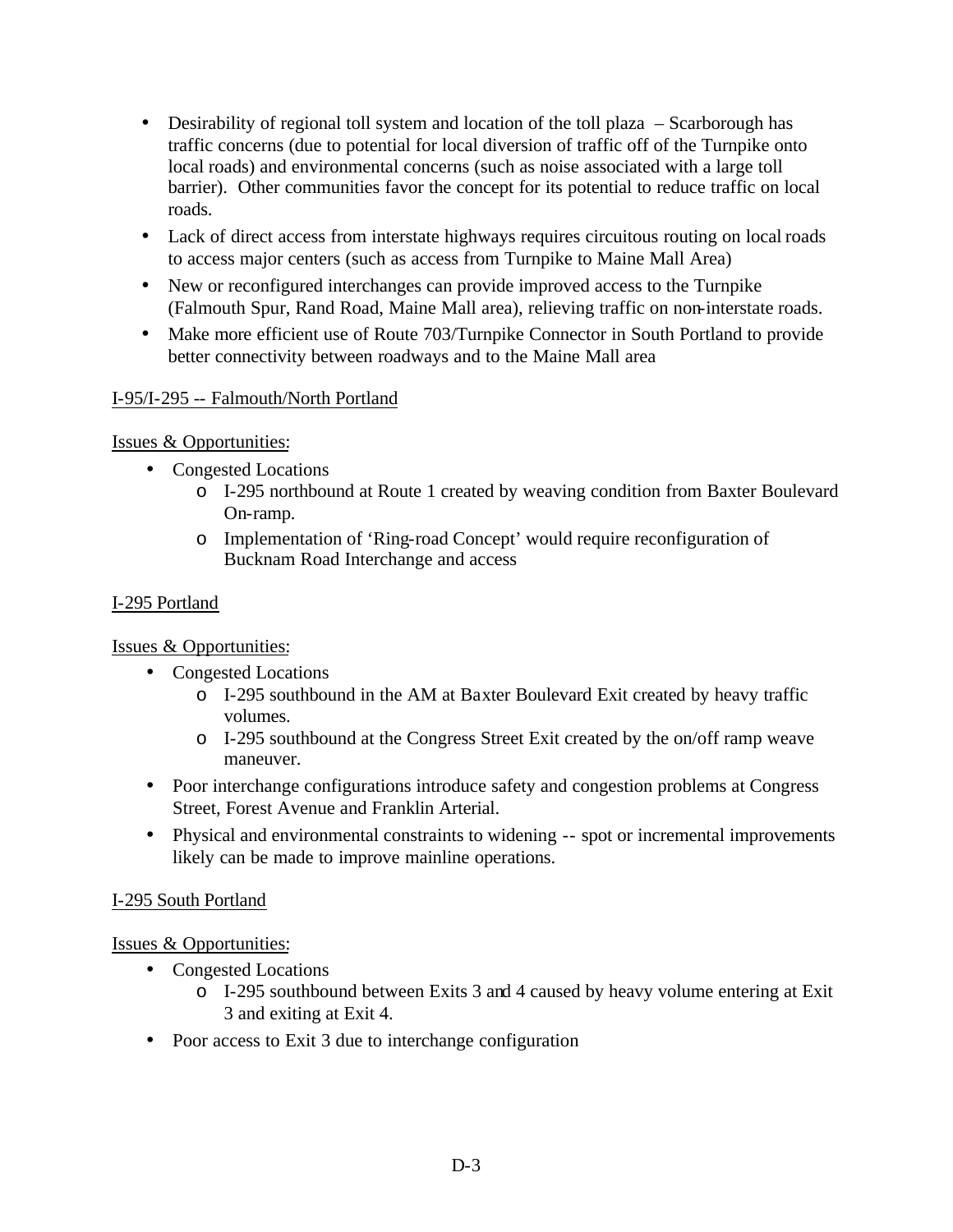- Desirability of regional toll system and location of the toll plaza – Scarborough has traffic concerns (due to potential for local diversion of traffic off of the Turnpike onto local roads) and environmental concerns (such as noise associated with a large toll barrier). Other communities favor the concept for its potential to reduce traffic on local roads.
- Lack of direct access from interstate highways requires circuitous routing on local roads to access major centers (such as access from Turnpike to Maine Mall Area)
- New or reconfigured interchanges can provide improved access to the Turnpike (Falmouth Spur, Rand Road, Maine Mall area), relieving traffic on non-interstate roads.
- Make more efficient use of Route 703/Turnpike Connector in South Portland to provide better connectivity between roadways and to the Maine Mall area

<u>I-95/I-295 -- Falmouth/North Portland</u>

<u>Issues & Opportunities</u>:

- Congested Locations
  - I-295 northbound at Route 1 created by weaving condition from Baxter Boulevard On-ramp.
  - Implementation of 'Ring-road Concept' would require reconfiguration of Bucknam Road Interchange and access

<u>I-295 Portland</u>

<u>Issues & Opportunities</u>:

- Congested Locations
  - I-295 southbound in the AM at Baxter Boulevard Exit created by heavy traffic volumes.
  - I-295 southbound at the Congress Street Exit created by the on/off ramp weave maneuver.
- Poor interchange configurations introduce safety and congestion problems at Congress Street, Forest Avenue and Franklin Arterial.
- Physical and environmental constraints to widening -- spot or incremental improvements likely can be made to improve mainline operations.

<u>I-295 South Portland</u>

<u>Issues & Opportunities</u>:

- Congested Locations
  - I-295 southbound between Exits 3 and 4 caused by heavy volume entering at Exit 3 and exiting at Exit 4.
- Poor access to Exit 3 due to interchange configuration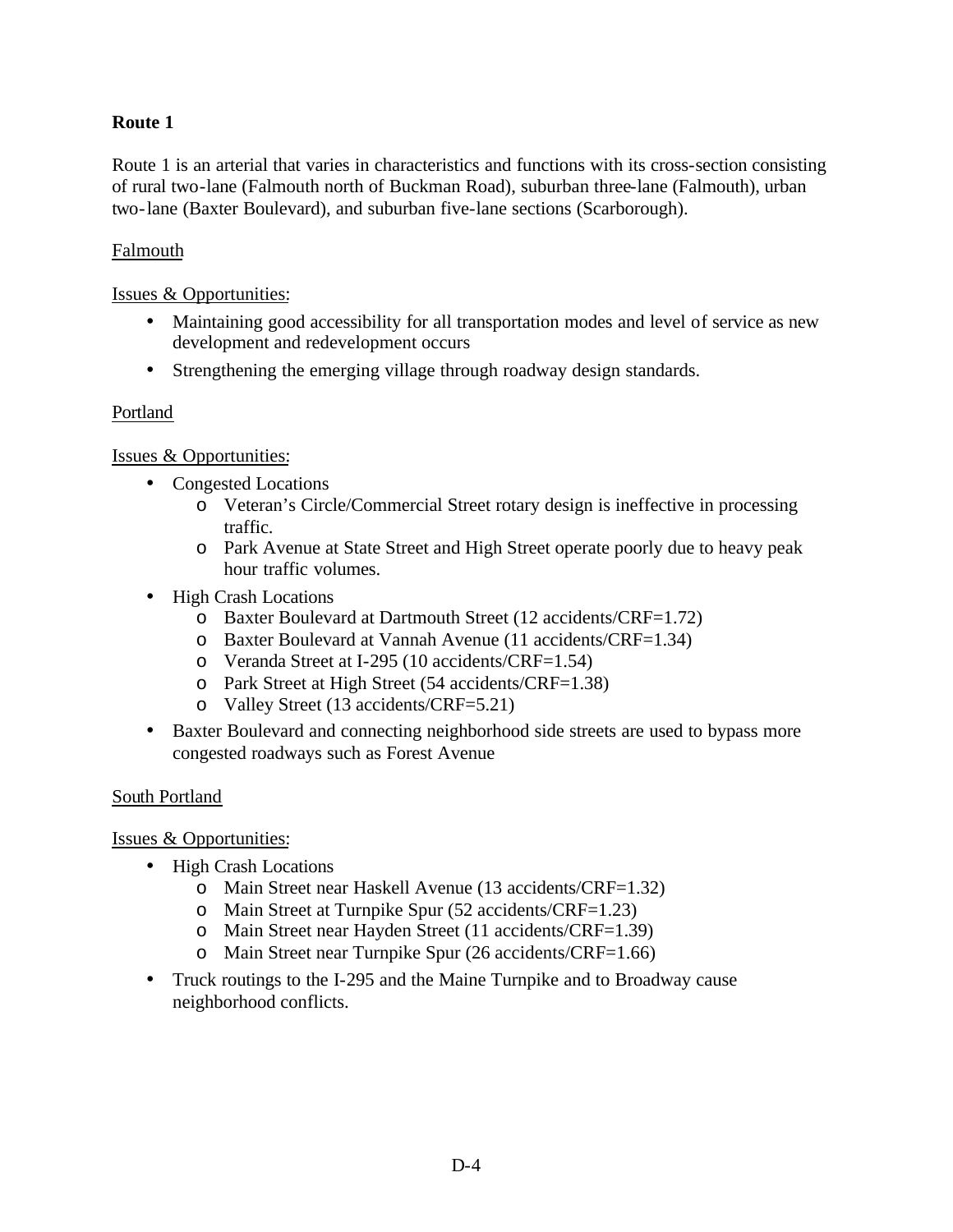**Route 1**

Route 1 is an arterial that varies in characteristics and functions with its cross-section consisting of rural two-lane (Falmouth north of Buckman Road), suburban three-lane (Falmouth), urban two-lane (Baxter Boulevard), and suburban five-lane sections (Scarborough).

Falmouth

Issues & Opportunities:

- Maintaining good accessibility for all transportation modes and level of service as new development and redevelopment occurs
- Strengthening the emerging village through roadway design standards.

Portland

Issues & Opportunities:

- Congested Locations
  - Veteran's Circle/Commercial Street rotary design is ineffective in processing traffic.
  - Park Avenue at State Street and High Street operate poorly due to heavy peak hour traffic volumes.
- High Crash Locations
  - Baxter Boulevard at Dartmouth Street (12 accidents/CRF=1.72)
  - Baxter Boulevard at Vannah Avenue (11 accidents/CRF=1.34)
  - Veranda Street at I-295 (10 accidents/CRF=1.54)
  - Park Street at High Street (54 accidents/CRF=1.38)
  - Valley Street (13 accidents/CRF=5.21)
- Baxter Boulevard and connecting neighborhood side streets are used to bypass more congested roadways such as Forest Avenue

South Portland

Issues & Opportunities:

- High Crash Locations
  - Main Street near Haskell Avenue (13 accidents/CRF=1.32)
  - Main Street at Turnpike Spur (52 accidents/CRF=1.23)
  - Main Street near Hayden Street (11 accidents/CRF=1.39)
  - Main Street near Turnpike Spur (26 accidents/CRF=1.66)
- Truck routings to the I-295 and the Maine Turnpike and to Broadway cause neighborhood conflicts.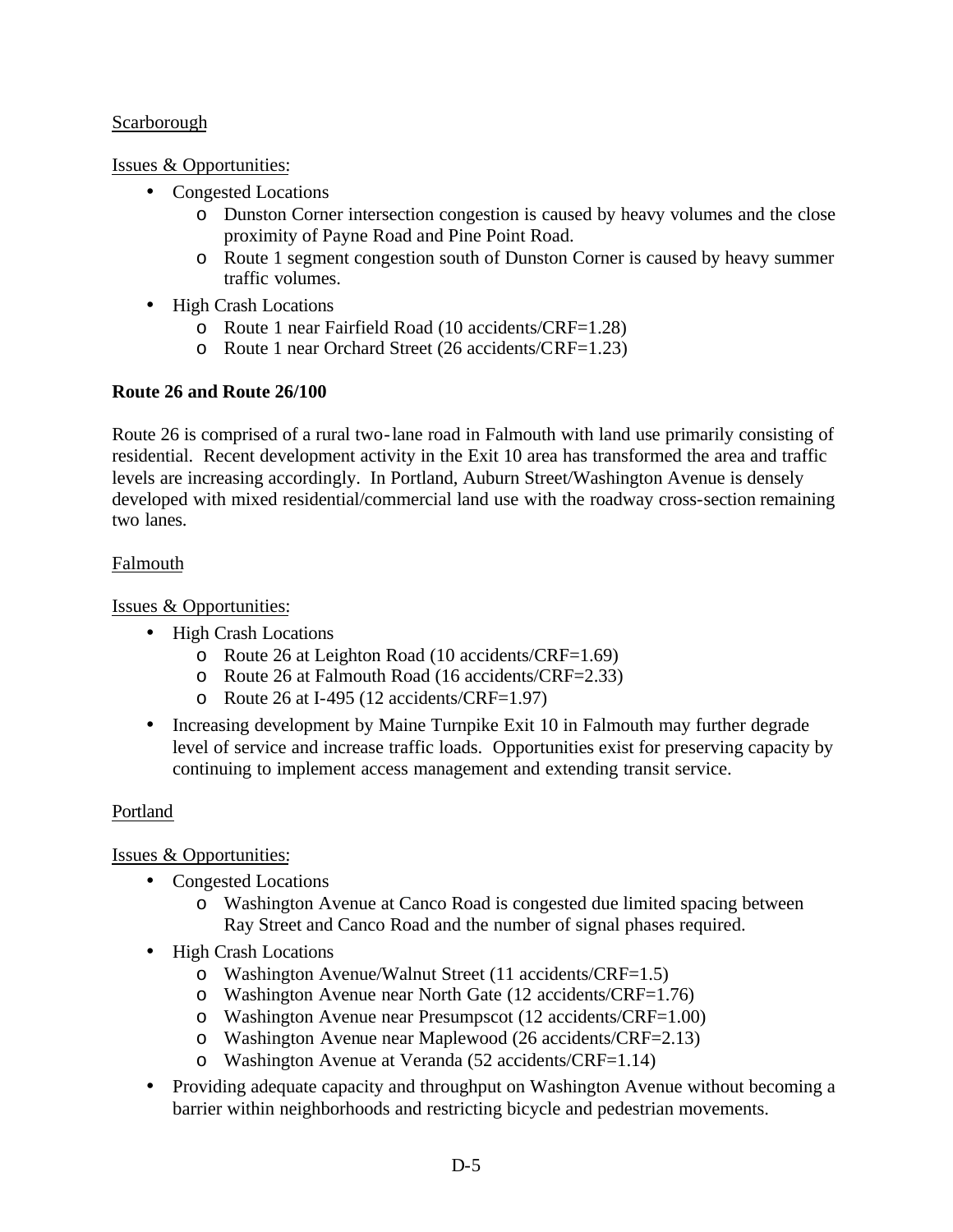Scarborough

Issues & Opportunities:

- Congested Locations
  - Dunston Corner intersection congestion is caused by heavy volumes and the close proximity of Payne Road and Pine Point Road.
  - Route 1 segment congestion south of Dunston Corner is caused by heavy summer traffic volumes.
- High Crash Locations
  - Route 1 near Fairfield Road (10 accidents/CRF=1.28)
  - Route 1 near Orchard Street (26 accidents/CRF=1.23)

**Route 26 and Route 26/100**

Route 26 is comprised of a rural two-lane road in Falmouth with land use primarily consisting of residential. Recent development activity in the Exit 10 area has transformed the area and traffic levels are increasing accordingly. In Portland, Auburn Street/Washington Avenue is densely developed with mixed residential/commercial land use with the roadway cross-section remaining two lanes.

Falmouth

Issues & Opportunities:

- High Crash Locations
  - Route 26 at Leighton Road (10 accidents/CRF=1.69)
  - Route 26 at Falmouth Road (16 accidents/CRF=2.33)
  - Route 26 at I-495 (12 accidents/CRF=1.97)
- Increasing development by Maine Turnpike Exit 10 in Falmouth may further degrade level of service and increase traffic loads. Opportunities exist for preserving capacity by continuing to implement access management and extending transit service.

Portland

Issues & Opportunities:

- Congested Locations
  - Washington Avenue at Canco Road is congested due limited spacing between Ray Street and Canco Road and the number of signal phases required.
- High Crash Locations
  - Washington Avenue/Walnut Street (11 accidents/CRF=1.5)
  - Washington Avenue near North Gate (12 accidents/CRF=1.76)
  - Washington Avenue near Presumpscot (12 accidents/CRF=1.00)
  - Washington Avenue near Maplewood (26 accidents/CRF=2.13)
  - Washington Avenue at Veranda (52 accidents/CRF=1.14)
- Providing adequate capacity and throughput on Washington Avenue without becoming a barrier within neighborhoods and restricting bicycle and pedestrian movements.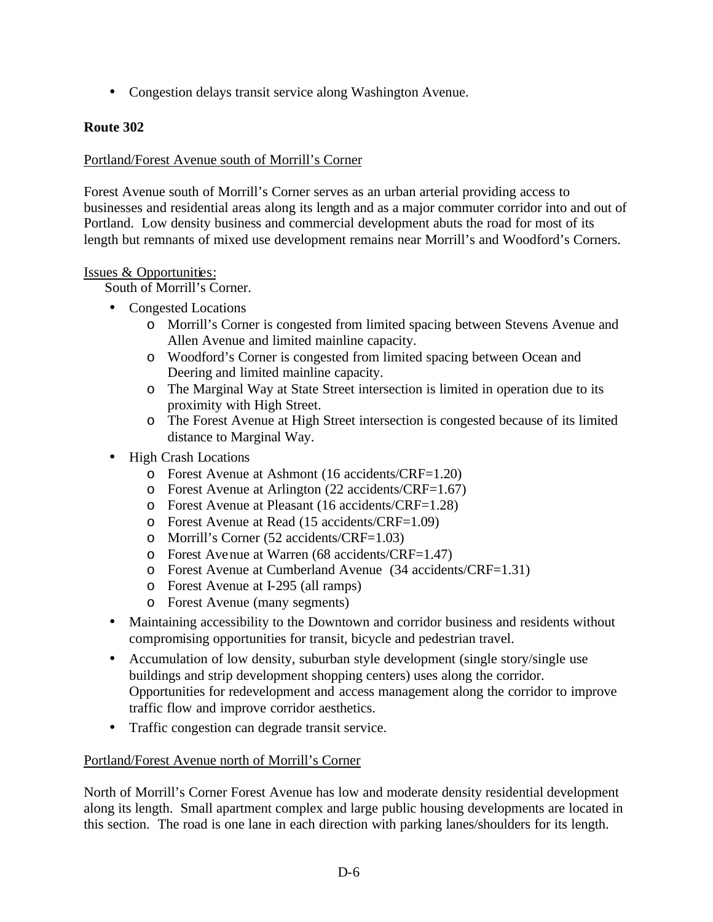- Congestion delays transit service along Washington Avenue.

**Route 302**

Portland/Forest Avenue south of Morrill's Corner

Forest Avenue south of Morrill's Corner serves as an urban arterial providing access to businesses and residential areas along its length and as a major commuter corridor into and out of Portland. Low density business and commercial development abuts the road for most of its length but remnants of mixed use development remains near Morrill's and Woodford's Corners.

Issues & Opportunities:

South of Morrill's Corner.

- Congested Locations
  - Morrill's Corner is congested from limited spacing between Stevens Avenue and Allen Avenue and limited mainline capacity.
  - Woodford's Corner is congested from limited spacing between Ocean and Deering and limited mainline capacity.
  - The Marginal Way at State Street intersection is limited in operation due to its proximity with High Street.
  - The Forest Avenue at High Street intersection is congested because of its limited distance to Marginal Way.
- High Crash Locations
  - Forest Avenue at Ashmont (16 accidents/CRF=1.20)
  - Forest Avenue at Arlington (22 accidents/CRF=1.67)
  - Forest Avenue at Pleasant (16 accidents/CRF=1.28)
  - Forest Avenue at Read (15 accidents/CRF=1.09)
  - Morrill's Corner (52 accidents/CRF=1.03)
  - Forest Avenue at Warren (68 accidents/CRF=1.47)
  - Forest Avenue at Cumberland Avenue (34 accidents/CRF=1.31)
  - Forest Avenue at I-295 (all ramps)
  - Forest Avenue (many segments)
- Maintaining accessibility to the Downtown and corridor business and residents without compromising opportunities for transit, bicycle and pedestrian travel.
- Accumulation of low density, suburban style development (single story/single use buildings and strip development shopping centers) uses along the corridor. Opportunities for redevelopment and access management along the corridor to improve traffic flow and improve corridor aesthetics.
- Traffic congestion can degrade transit service.

Portland/Forest Avenue north of Morrill's Corner

North of Morrill's Corner Forest Avenue has low and moderate density residential development along its length. Small apartment complex and large public housing developments are located in this section. The road is one lane in each direction with parking lanes/shoulders for its length.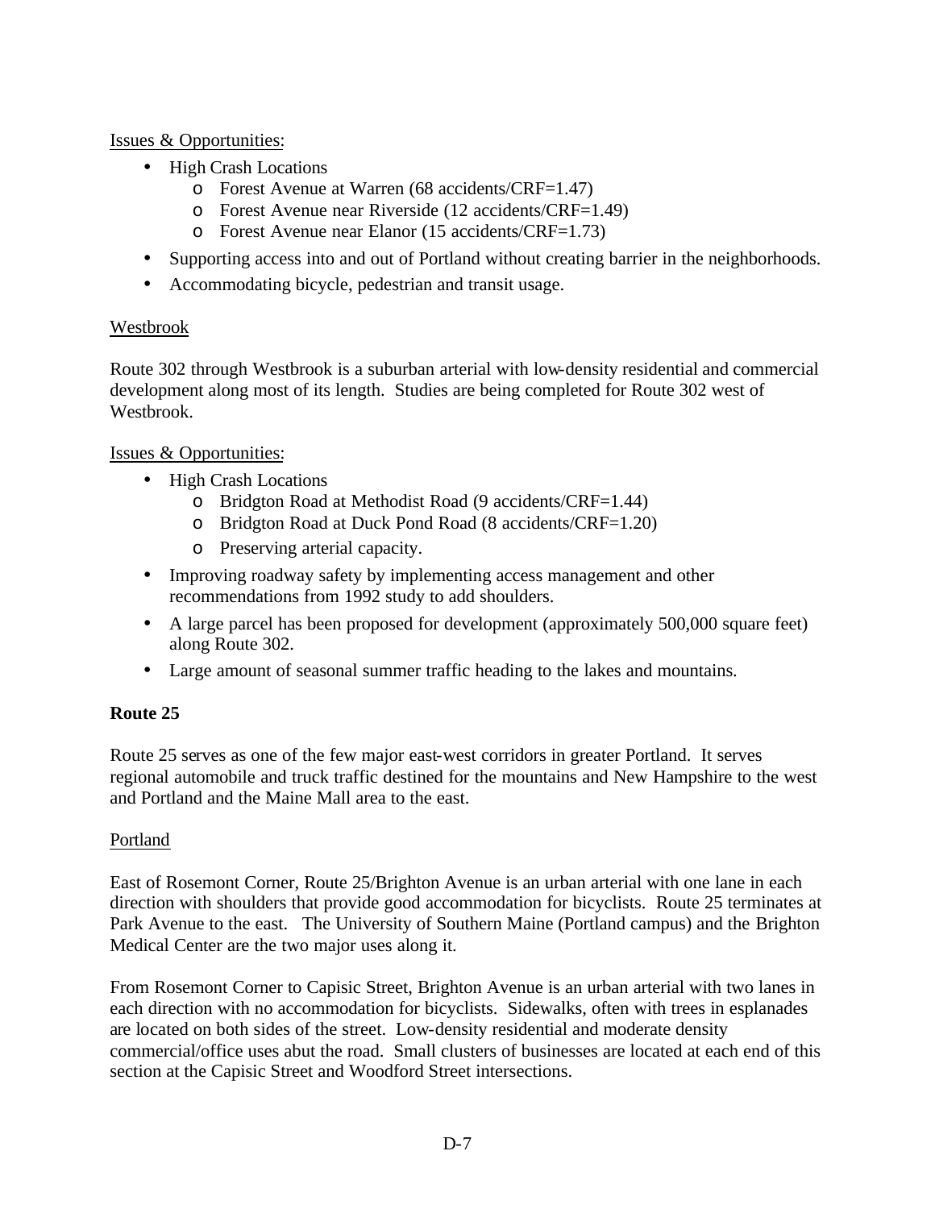Issues & Opportunities:

- High Crash Locations
    - Forest Avenue at Warren (68 accidents/CRF=1.47)
    - Forest Avenue near Riverside (12 accidents/CRF=1.49)
    - Forest Avenue near Elanor (15 accidents/CRF=1.73)
- Supporting access into and out of Portland without creating barrier in the neighborhoods.
- Accommodating bicycle, pedestrian and transit usage.

Westbrook

Route 302 through Westbrook is a suburban arterial with low-density residential and commercial development along most of its length. Studies are being completed for Route 302 west of Westbrook.

Issues & Opportunities:

- High Crash Locations
    - Bridgton Road at Methodist Road (9 accidents/CRF=1.44)
    - Bridgton Road at Duck Pond Road (8 accidents/CRF=1.20)
    - Preserving arterial capacity.
- Improving roadway safety by implementing access management and other recommendations from 1992 study to add shoulders.
- A large parcel has been proposed for development (approximately 500,000 square feet) along Route 302.
- Large amount of seasonal summer traffic heading to the lakes and mountains.

**Route 25**

Route 25 serves as one of the few major east-west corridors in greater Portland. It serves regional automobile and truck traffic destined for the mountains and New Hampshire to the west and Portland and the Maine Mall area to the east.

Portland

East of Rosemont Corner, Route 25/Brighton Avenue is an urban arterial with one lane in each direction with shoulders that provide good accommodation for bicyclists. Route 25 terminates at Park Avenue to the east. The University of Southern Maine (Portland campus) and the Brighton Medical Center are the two major uses along it.

From Rosemont Corner to Capisic Street, Brighton Avenue is an urban arterial with two lanes in each direction with no accommodation for bicyclists. Sidewalks, often with trees in esplanades are located on both sides of the street. Low-density residential and moderate density commercial/office uses abut the road. Small clusters of businesses are located at each end of this section at the Capisic Street and Woodford Street intersections.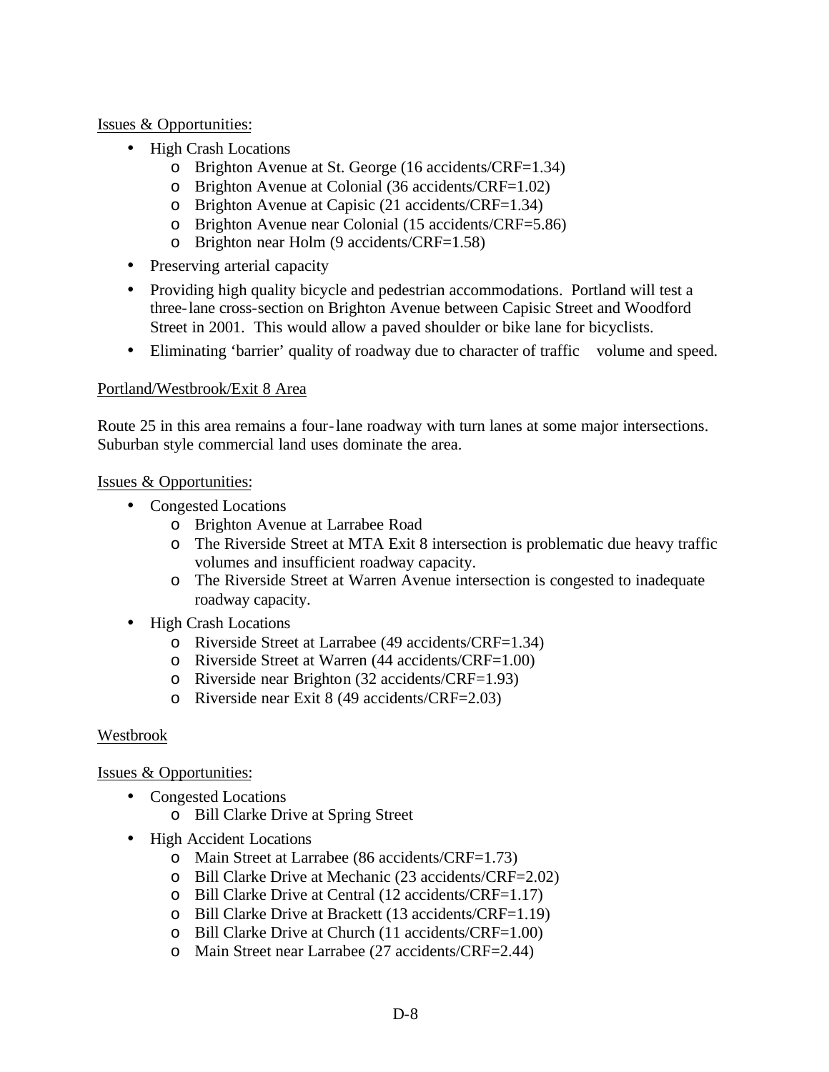Issues & Opportunities:

- High Crash Locations
  - Brighton Avenue at St. George (16 accidents/CRF=1.34)
  - Brighton Avenue at Colonial (36 accidents/CRF=1.02)
  - Brighton Avenue at Capisic (21 accidents/CRF=1.34)
  - Brighton Avenue near Colonial (15 accidents/CRF=5.86)
  - Brighton near Holm (9 accidents/CRF=1.58)
- Preserving arterial capacity
- Providing high quality bicycle and pedestrian accommodations. Portland will test a three-lane cross-section on Brighton Avenue between Capisic Street and Woodford Street in 2001. This would allow a paved shoulder or bike lane for bicyclists.
- Eliminating 'barrier' quality of roadway due to character of traffic volume and speed.

Portland/Westbrook/Exit 8 Area

Route 25 in this area remains a four-lane roadway with turn lanes at some major intersections. Suburban style commercial land uses dominate the area.

Issues & Opportunities:

- Congested Locations
  - Brighton Avenue at Larrabee Road
  - The Riverside Street at MTA Exit 8 intersection is problematic due heavy traffic volumes and insufficient roadway capacity.
  - The Riverside Street at Warren Avenue intersection is congested to inadequate roadway capacity.
- High Crash Locations
  - Riverside Street at Larrabee (49 accidents/CRF=1.34)
  - Riverside Street at Warren (44 accidents/CRF=1.00)
  - Riverside near Brighton (32 accidents/CRF=1.93)
  - Riverside near Exit 8 (49 accidents/CRF=2.03)

Westbrook

Issues & Opportunities:

- Congested Locations
  - Bill Clarke Drive at Spring Street
- High Accident Locations
  - Main Street at Larrabee (86 accidents/CRF=1.73)
  - Bill Clarke Drive at Mechanic (23 accidents/CRF=2.02)
  - Bill Clarke Drive at Central (12 accidents/CRF=1.17)
  - Bill Clarke Drive at Brackett (13 accidents/CRF=1.19)
  - Bill Clarke Drive at Church (11 accidents/CRF=1.00)
  - Main Street near Larrabee (27 accidents/CRF=2.44)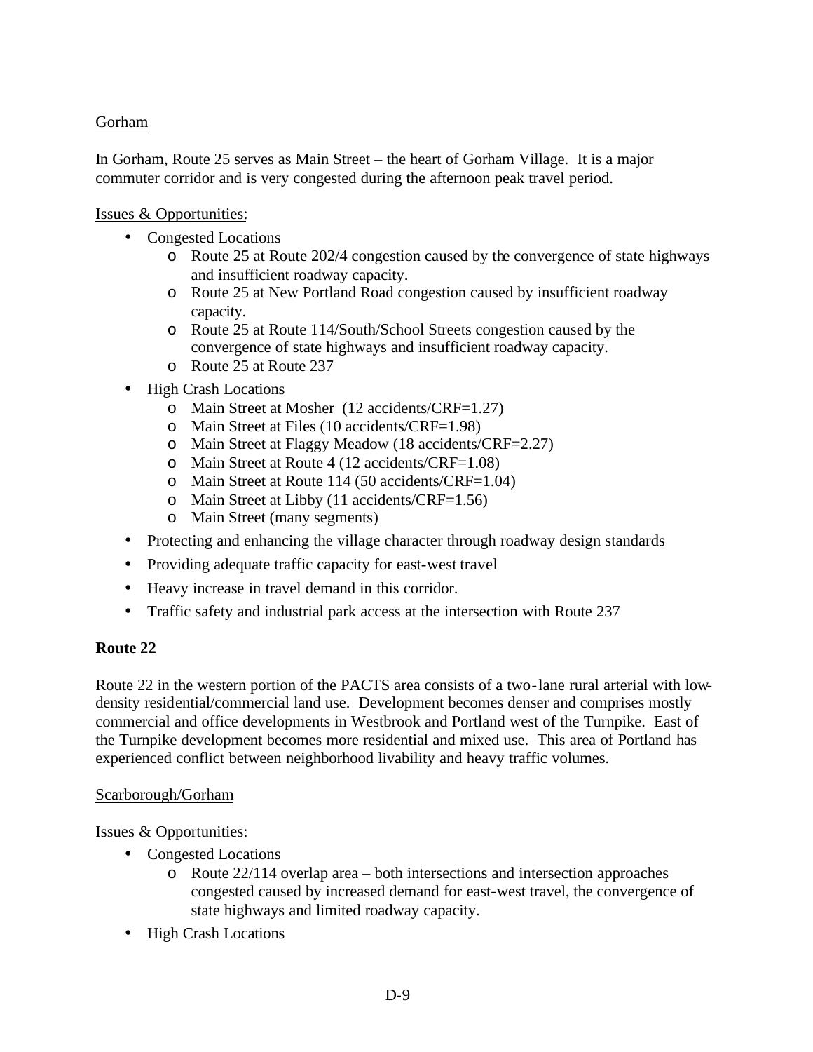Gorham

In Gorham, Route 25 serves as Main Street – the heart of Gorham Village. It is a major commuter corridor and is very congested during the afternoon peak travel period.

Issues & Opportunities:

- Congested Locations
  - Route 25 at Route 202/4 congestion caused by the convergence of state highways and insufficient roadway capacity.
  - Route 25 at New Portland Road congestion caused by insufficient roadway capacity.
  - Route 25 at Route 114/South/School Streets congestion caused by the convergence of state highways and insufficient roadway capacity.
  - Route 25 at Route 237
- High Crash Locations
  - Main Street at Mosher (12 accidents/CRF=1.27)
  - Main Street at Files (10 accidents/CRF=1.98)
  - Main Street at Flaggy Meadow (18 accidents/CRF=2.27)
  - Main Street at Route 4 (12 accidents/CRF=1.08)
  - Main Street at Route 114 (50 accidents/CRF=1.04)
  - Main Street at Libby (11 accidents/CRF=1.56)
  - Main Street (many segments)
- Protecting and enhancing the village character through roadway design standards
- Providing adequate traffic capacity for east-west travel
- Heavy increase in travel demand in this corridor.
- Traffic safety and industrial park access at the intersection with Route 237

**Route 22**

Route 22 in the western portion of the PACTS area consists of a two-lane rural arterial with low-density residential/commercial land use. Development becomes denser and comprises mostly commercial and office developments in Westbrook and Portland west of the Turnpike. East of the Turnpike development becomes more residential and mixed use. This area of Portland has experienced conflict between neighborhood livability and heavy traffic volumes.

Scarborough/Gorham

Issues & Opportunities:

- Congested Locations
  - Route 22/114 overlap area – both intersections and intersection approaches congested caused by increased demand for east-west travel, the convergence of state highways and limited roadway capacity.
- High Crash Locations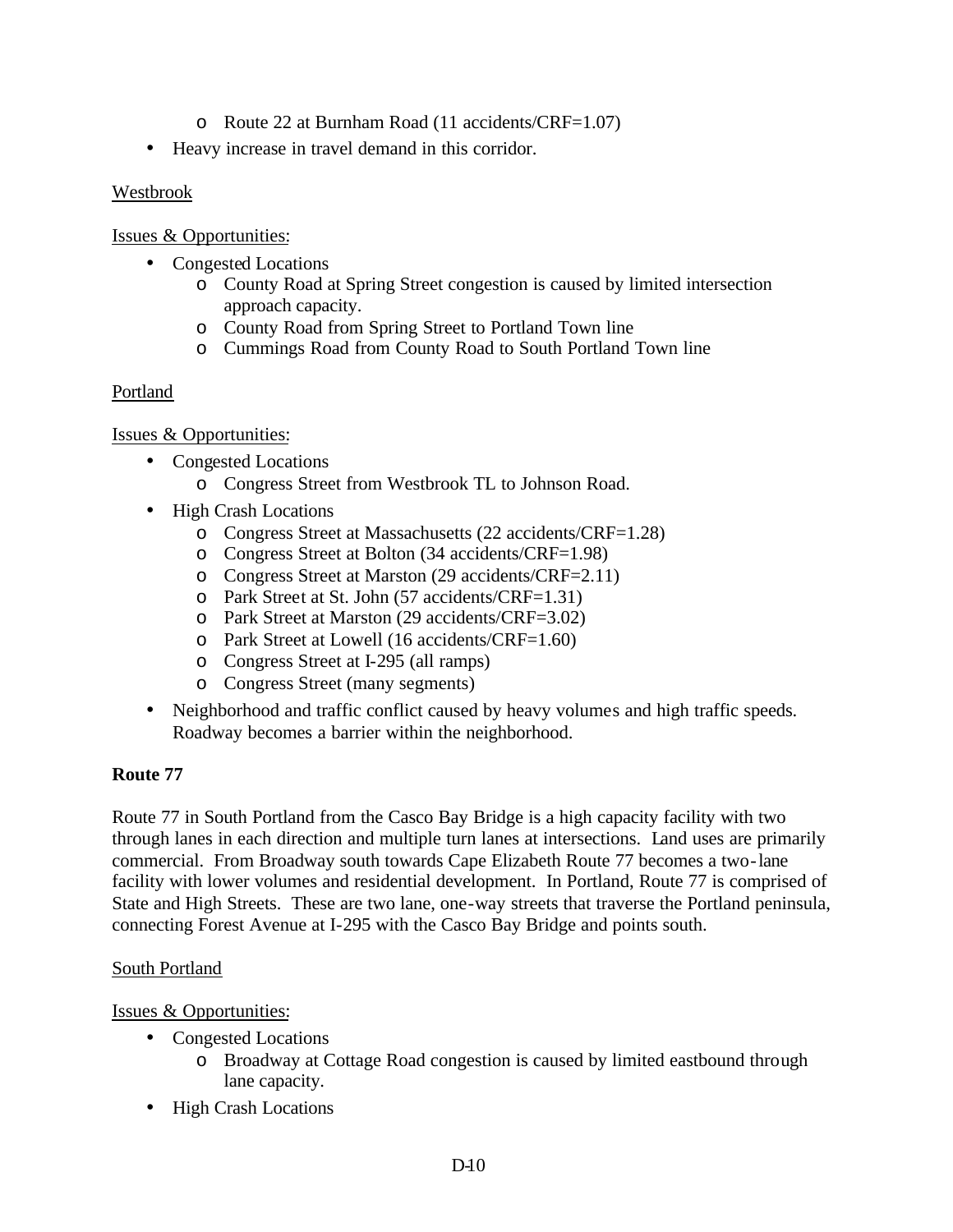- Route 22 at Burnham Road (11 accidents/CRF=1.07)

- Heavy increase in travel demand in this corridor.

Westbrook

Issues & Opportunities:

- Congested Locations
  - County Road at Spring Street congestion is caused by limited intersection approach capacity.
  - County Road from Spring Street to Portland Town line
  - Cummings Road from County Road to South Portland Town line

Portland

Issues & Opportunities:

- Congested Locations
  - Congress Street from Westbrook TL to Johnson Road.
- High Crash Locations
  - Congress Street at Massachusetts (22 accidents/CRF=1.28)
  - Congress Street at Bolton (34 accidents/CRF=1.98)
  - Congress Street at Marston (29 accidents/CRF=2.11)
  - Park Street at St. John (57 accidents/CRF=1.31)
  - Park Street at Marston (29 accidents/CRF=3.02)
  - Park Street at Lowell (16 accidents/CRF=1.60)
  - Congress Street at I-295 (all ramps)
  - Congress Street (many segments)
- Neighborhood and traffic conflict caused by heavy volumes and high traffic speeds. Roadway becomes a barrier within the neighborhood.

**Route 77**

Route 77 in South Portland from the Casco Bay Bridge is a high capacity facility with two through lanes in each direction and multiple turn lanes at intersections. Land uses are primarily commercial. From Broadway south towards Cape Elizabeth Route 77 becomes a two-lane facility with lower volumes and residential development. In Portland, Route 77 is comprised of State and High Streets. These are two lane, one-way streets that traverse the Portland peninsula, connecting Forest Avenue at I-295 with the Casco Bay Bridge and points south.

South Portland

Issues & Opportunities:

- Congested Locations
  - Broadway at Cottage Road congestion is caused by limited eastbound through lane capacity.
- High Crash Locations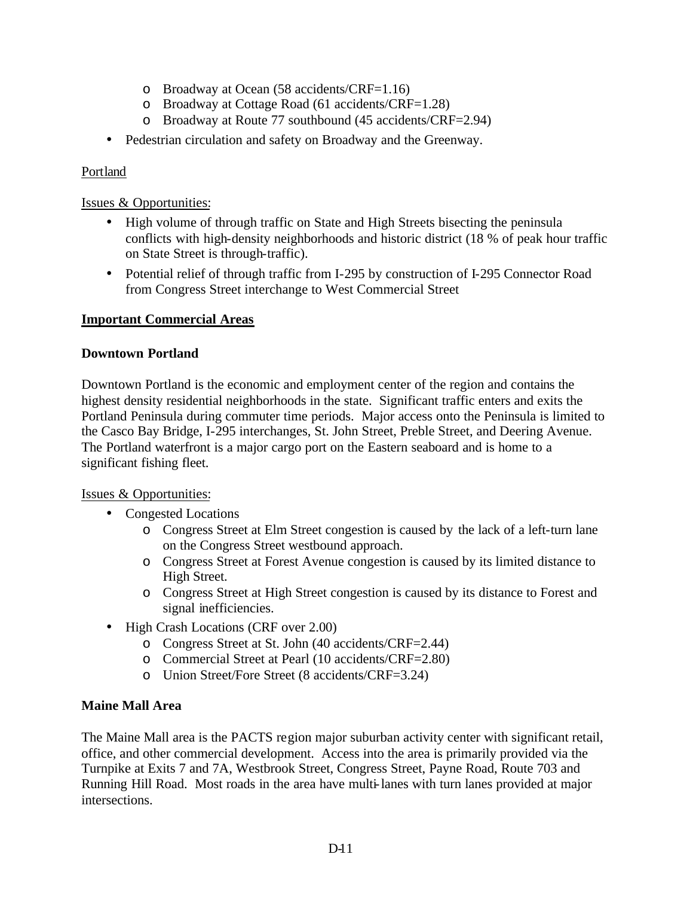- Broadway at Ocean (58 accidents/CRF=1.16)
  - Broadway at Cottage Road (61 accidents/CRF=1.28)
  - Broadway at Route 77 southbound (45 accidents/CRF=2.94)
- Pedestrian circulation and safety on Broadway and the Greenway.

<u>Portland</u>

<u>Issues & Opportunities:</u>

- High volume of through traffic on State and High Streets bisecting the peninsula conflicts with high-density neighborhoods and historic district (18 % of peak hour traffic on State Street is through-traffic).
- Potential relief of through traffic from I-295 by construction of I-295 Connector Road from Congress Street interchange to West Commercial Street

**<u>Important Commercial Areas</u>**

**Downtown Portland**

Downtown Portland is the economic and employment center of the region and contains the highest density residential neighborhoods in the state. Significant traffic enters and exits the Portland Peninsula during commuter time periods. Major access onto the Peninsula is limited to the Casco Bay Bridge, I-295 interchanges, St. John Street, Preble Street, and Deering Avenue. The Portland waterfront is a major cargo port on the Eastern seaboard and is home to a significant fishing fleet.

<u>Issues & Opportunities:</u>

- Congested Locations
  - Congress Street at Elm Street congestion is caused by the lack of a left-turn lane on the Congress Street westbound approach.
  - Congress Street at Forest Avenue congestion is caused by its limited distance to High Street.
  - Congress Street at High Street congestion is caused by its distance to Forest and signal inefficiencies.
- High Crash Locations (CRF over 2.00)
  - Congress Street at St. John (40 accidents/CRF=2.44)
  - Commercial Street at Pearl (10 accidents/CRF=2.80)
  - Union Street/Fore Street (8 accidents/CRF=3.24)

**Maine Mall Area**

The Maine Mall area is the PACTS region major suburban activity center with significant retail, office, and other commercial development. Access into the area is primarily provided via the Turnpike at Exits 7 and 7A, Westbrook Street, Congress Street, Payne Road, Route 703 and Running Hill Road. Most roads in the area have multi-lanes with turn lanes provided at major intersections.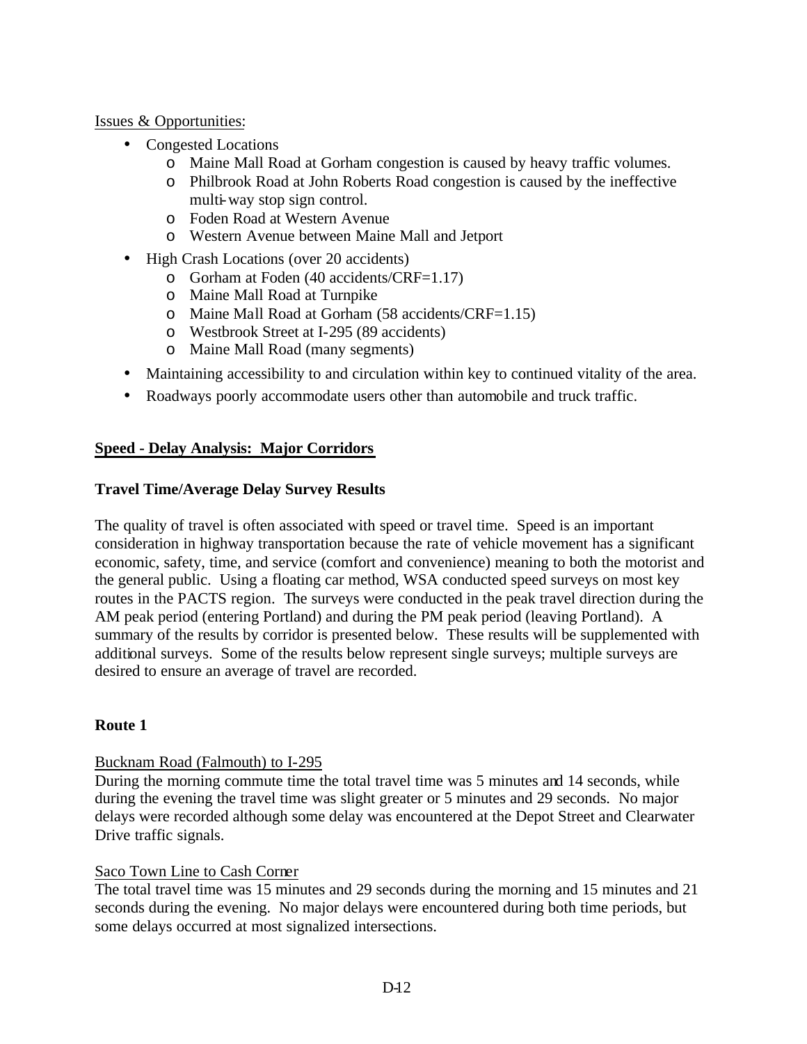Issues & Opportunities:

- Congested Locations
  - Maine Mall Road at Gorham congestion is caused by heavy traffic volumes.
  - Philbrook Road at John Roberts Road congestion is caused by the ineffective multi-way stop sign control.
  - Foden Road at Western Avenue
  - Western Avenue between Maine Mall and Jetport
- High Crash Locations (over 20 accidents)
  - Gorham at Foden (40 accidents/CRF=1.17)
  - Maine Mall Road at Turnpike
  - Maine Mall Road at Gorham (58 accidents/CRF=1.15)
  - Westbrook Street at I-295 (89 accidents)
  - Maine Mall Road (many segments)
- Maintaining accessibility to and circulation within key to continued vitality of the area.
- Roadways poorly accommodate users other than automobile and truck traffic.

## Speed - Delay Analysis: Major Corridors

### Travel Time/Average Delay Survey Results

The quality of travel is often associated with speed or travel time. Speed is an important consideration in highway transportation because the rate of vehicle movement has a significant economic, safety, time, and service (comfort and convenience) meaning to both the motorist and the general public. Using a floating car method, WSA conducted speed surveys on most key routes in the PACTS region. The surveys were conducted in the peak travel direction during the AM peak period (entering Portland) and during the PM peak period (leaving Portland). A summary of the results by corridor is presented below. These results will be supplemented with additional surveys. Some of the results below represent single surveys; multiple surveys are desired to ensure an average of travel are recorded.

### Route 1

Bucknam Road (Falmouth) to I-295

During the morning commute time the total travel time was 5 minutes and 14 seconds, while during the evening the travel time was slight greater or 5 minutes and 29 seconds. No major delays were recorded although some delay was encountered at the Depot Street and Clearwater Drive traffic signals.

Saco Town Line to Cash Corner

The total travel time was 15 minutes and 29 seconds during the morning and 15 minutes and 21 seconds during the evening. No major delays were encountered during both time periods, but some delays occurred at most signalized intersections.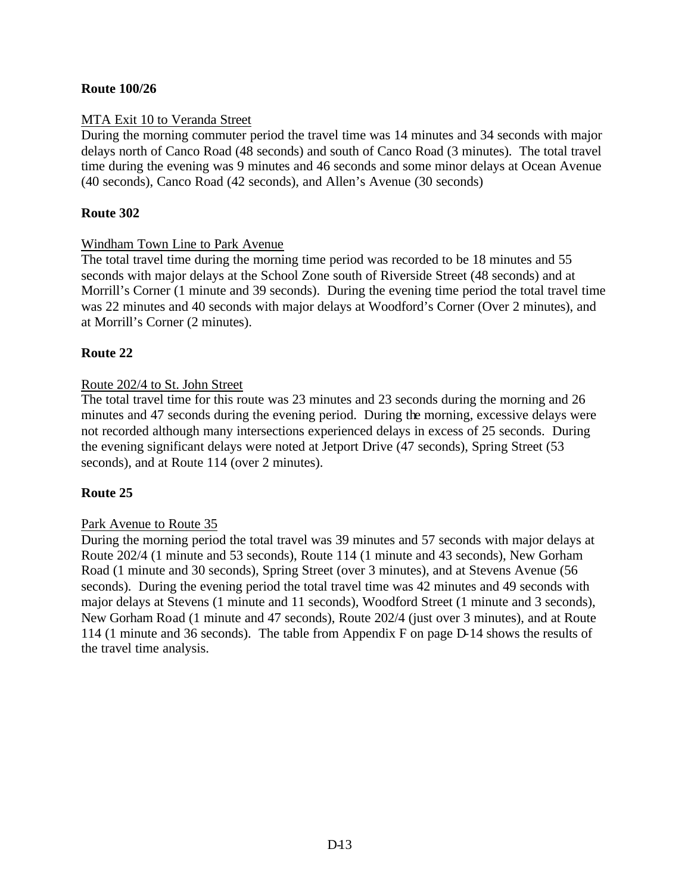**Route 100/26**

MTA Exit 10 to Veranda Street

During the morning commuter period the travel time was 14 minutes and 34 seconds with major delays north of Canco Road (48 seconds) and south of Canco Road (3 minutes). The total travel time during the evening was 9 minutes and 46 seconds and some minor delays at Ocean Avenue (40 seconds), Canco Road (42 seconds), and Allen's Avenue (30 seconds)

**Route 302**

Windham Town Line to Park Avenue

The total travel time during the morning time period was recorded to be 18 minutes and 55 seconds with major delays at the School Zone south of Riverside Street (48 seconds) and at Morrill's Corner (1 minute and 39 seconds). During the evening time period the total travel time was 22 minutes and 40 seconds with major delays at Woodford's Corner (Over 2 minutes), and at Morrill's Corner (2 minutes).

**Route 22**

Route 202/4 to St. John Street

The total travel time for this route was 23 minutes and 23 seconds during the morning and 26 minutes and 47 seconds during the evening period. During the morning, excessive delays were not recorded although many intersections experienced delays in excess of 25 seconds. During the evening significant delays were noted at Jetport Drive (47 seconds), Spring Street (53 seconds), and at Route 114 (over 2 minutes).

**Route 25**

Park Avenue to Route 35

During the morning period the total travel was 39 minutes and 57 seconds with major delays at Route 202/4 (1 minute and 53 seconds), Route 114 (1 minute and 43 seconds), New Gorham Road (1 minute and 30 seconds), Spring Street (over 3 minutes), and at Stevens Avenue (56 seconds). During the evening period the total travel time was 42 minutes and 49 seconds with major delays at Stevens (1 minute and 11 seconds), Woodford Street (1 minute and 3 seconds), New Gorham Road (1 minute and 47 seconds), Route 202/4 (just over 3 minutes), and at Route 114 (1 minute and 36 seconds). The table from Appendix F on page D-14 shows the results of the travel time analysis.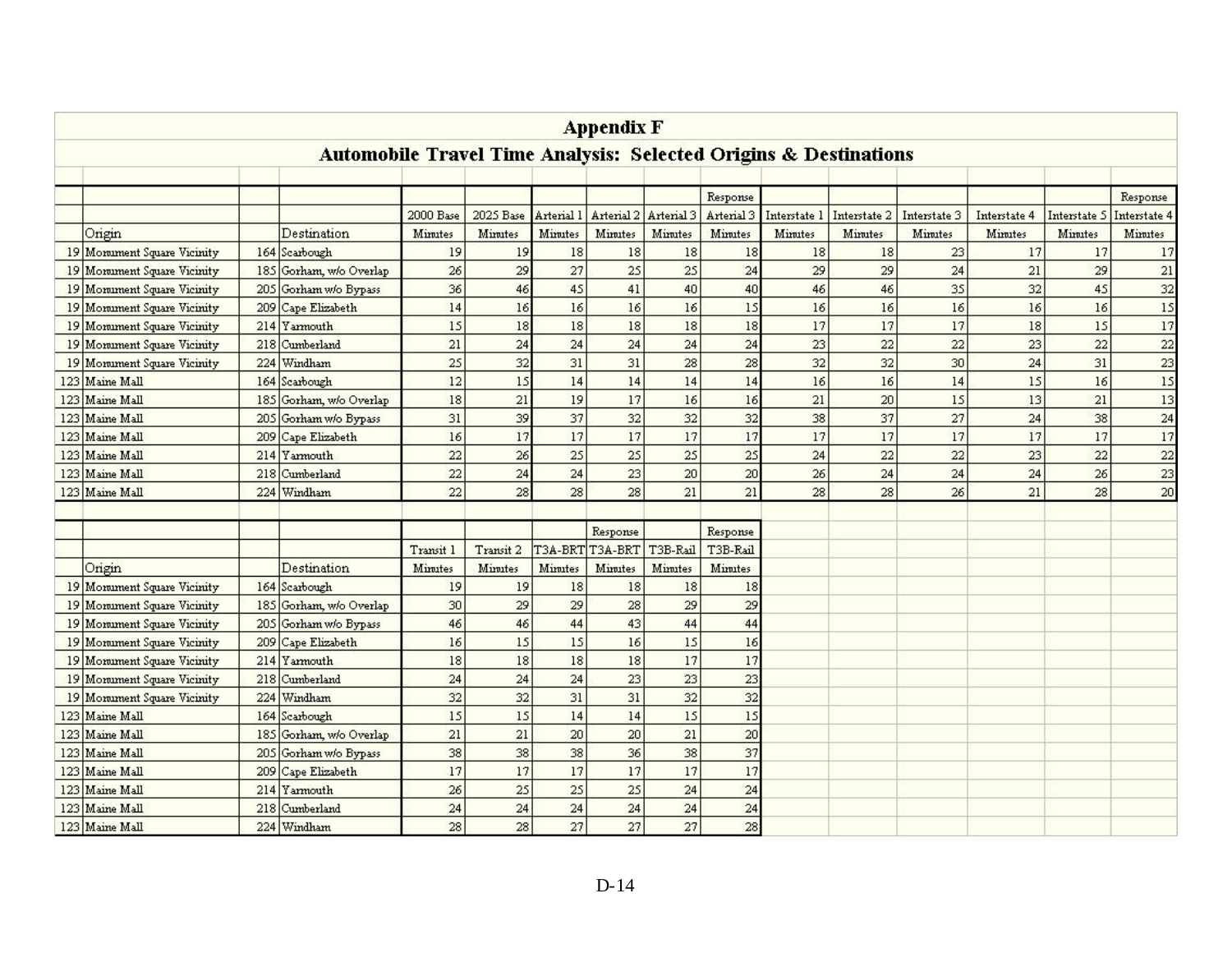# Appendix F

## Automobile Travel Time Analysis: Selected Origins & Destinations

| | Origin | | Destination | 2000 Base Minutes | 2025 Base Minutes | Arterial 1 Minutes | Arterial 2 Minutes | Arterial 3 Minutes | Response Arterial 3 Minutes | Interstate 1 Minutes | Interstate 2 Minutes | Interstate 3 Minutes | Interstate 4 Minutes | Interstate 5 Minutes | Response Interstate 4 Minutes |
|---|---|---|---|---|---|---|---|---|---|---|---|---|---|---|---|
| 19 | Monument Square Vicinity | 164 | Scarbough | 19 | 19 | 18 | 18 | 18 | 18 | 18 | 18 | 23 | 17 | 17 | 17 |
| 19 | Monument Square Vicinity | 185 | Gorham, w/o Overlap | 26 | 29 | 27 | 25 | 25 | 24 | 29 | 29 | 24 | 21 | 29 | 21 |
| 19 | Monument Square Vicinity | 205 | Gorham w/o Bypass | 36 | 46 | 45 | 41 | 40 | 40 | 46 | 46 | 35 | 32 | 45 | 32 |
| 19 | Monument Square Vicinity | 209 | Cape Elizabeth | 14 | 16 | 16 | 16 | 16 | 15 | 16 | 16 | 16 | 16 | 16 | 15 |
| 19 | Monument Square Vicinity | 214 | Yarmouth | 15 | 18 | 18 | 18 | 18 | 18 | 17 | 17 | 17 | 18 | 15 | 17 |
| 19 | Monument Square Vicinity | 218 | Cumberland | 21 | 24 | 24 | 24 | 24 | 24 | 23 | 22 | 22 | 23 | 22 | 22 |
| 19 | Monument Square Vicinity | 224 | Windham | 25 | 32 | 31 | 31 | 28 | 28 | 32 | 32 | 30 | 24 | 31 | 23 |
| 123 | Maine Mall | 164 | Scarbough | 12 | 15 | 14 | 14 | 14 | 14 | 16 | 16 | 14 | 15 | 16 | 15 |
| 123 | Maine Mall | 185 | Gorham, w/o Overlap | 18 | 21 | 19 | 17 | 16 | 16 | 21 | 20 | 15 | 13 | 21 | 13 |
| 123 | Maine Mall | 205 | Gorham w/o Bypass | 31 | 39 | 37 | 32 | 32 | 32 | 38 | 37 | 27 | 24 | 38 | 24 |
| 123 | Maine Mall | 209 | Cape Elizabeth | 16 | 17 | 17 | 17 | 17 | 17 | 17 | 17 | 17 | 17 | 17 | 17 |
| 123 | Maine Mall | 214 | Yarmouth | 22 | 26 | 25 | 25 | 25 | 25 | 24 | 22 | 22 | 23 | 22 | 22 |
| 123 | Maine Mall | 218 | Cumberland | 22 | 24 | 24 | 23 | 20 | 20 | 26 | 24 | 24 | 24 | 26 | 23 |
| 123 | Maine Mall | 224 | Windham | 22 | 28 | 28 | 28 | 21 | 21 | 28 | 28 | 26 | 21 | 28 | 20 |

| | Origin | | Destination | Transit 1 Minutes | Transit 2 Minutes | T3A-BRT Minutes | Response T3A-BRT Minutes | T3B-Rail Minutes | Response T3B-Rail Minutes |
|---|---|---|---|---|---|---|---|---|---|
| 19 | Monument Square Vicinity | 164 | Scarbough | 19 | 19 | 18 | 18 | 18 | 18 |
| 19 | Monument Square Vicinity | 185 | Gorham, w/o Overlap | 30 | 29 | 29 | 28 | 29 | 29 |
| 19 | Monument Square Vicinity | 205 | Gorham w/o Bypass | 46 | 46 | 44 | 43 | 44 | 44 |
| 19 | Monument Square Vicinity | 209 | Cape Elizabeth | 16 | 15 | 15 | 16 | 15 | 16 |
| 19 | Monument Square Vicinity | 214 | Yarmouth | 18 | 18 | 18 | 18 | 17 | 17 |
| 19 | Monument Square Vicinity | 218 | Cumberland | 24 | 24 | 24 | 23 | 23 | 23 |
| 19 | Monument Square Vicinity | 224 | Windham | 32 | 32 | 31 | 31 | 32 | 32 |
| 123 | Maine Mall | 164 | Scarbough | 15 | 15 | 14 | 14 | 15 | 15 |
| 123 | Maine Mall | 185 | Gorham, w/o Overlap | 21 | 21 | 20 | 20 | 21 | 20 |
| 123 | Maine Mall | 205 | Gorham w/o Bypass | 38 | 38 | 38 | 36 | 38 | 37 |
| 123 | Maine Mall | 209 | Cape Elizabeth | 17 | 17 | 17 | 17 | 17 | 17 |
| 123 | Maine Mall | 214 | Yarmouth | 26 | 25 | 25 | 25 | 24 | 24 |
| 123 | Maine Mall | 218 | Cumberland | 24 | 24 | 24 | 24 | 24 | 24 |
| 123 | Maine Mall | 224 | Windham | 28 | 28 | 27 | 27 | 27 | 28 |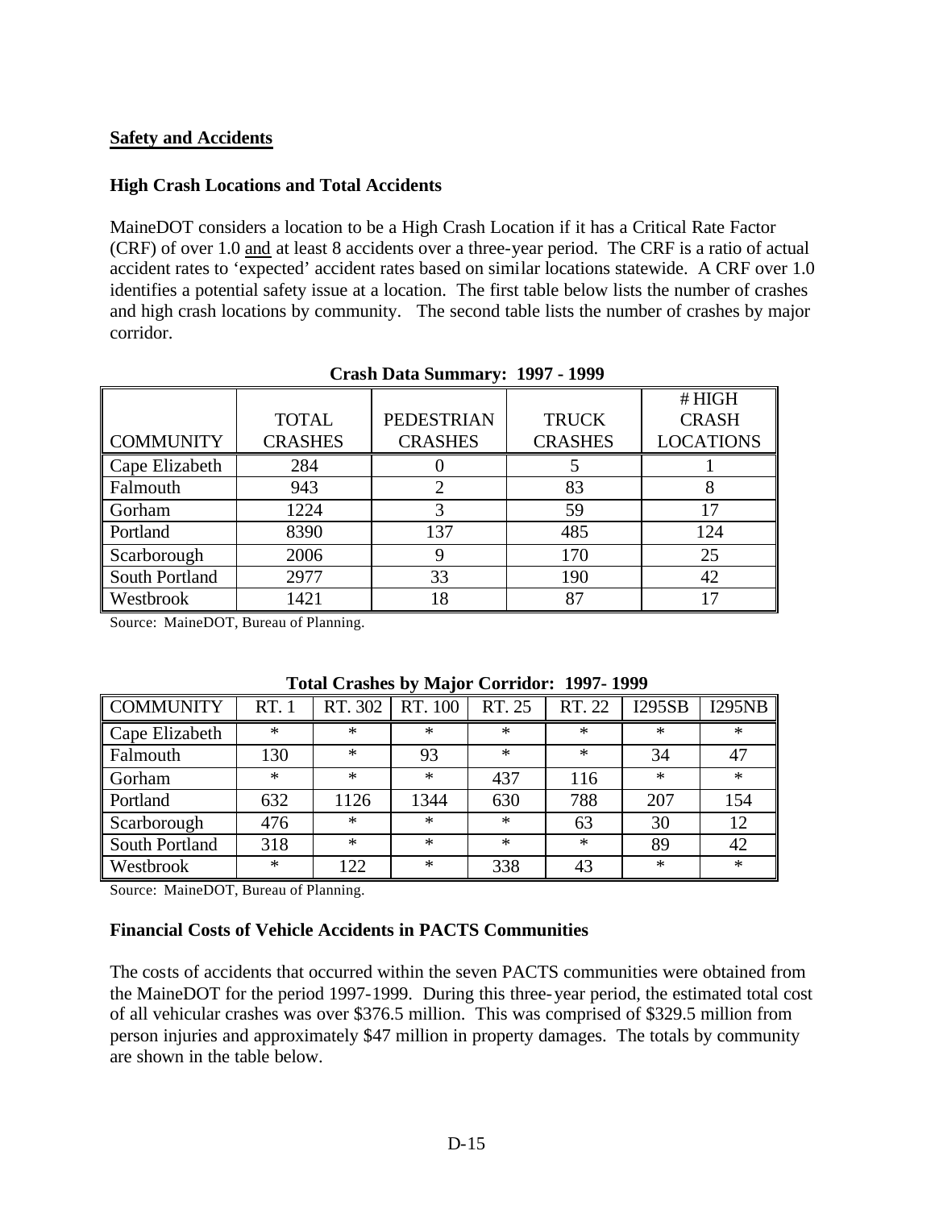## Safety and Accidents

### High Crash Locations and Total Accidents

MaineDOT considers a location to be a High Crash Location if it has a Critical Rate Factor (CRF) of over 1.0 and at least 8 accidents over a three-year period. The CRF is a ratio of actual accident rates to 'expected' accident rates based on similar locations statewide. A CRF over 1.0 identifies a potential safety issue at a location. The first table below lists the number of crashes and high crash locations by community. The second table lists the number of crashes by major corridor.

**Crash Data Summary: 1997 - 1999**

| COMMUNITY | TOTAL CRASHES | PEDESTRIAN CRASHES | TRUCK CRASHES | # HIGH CRASH LOCATIONS |
|---|---|---|---|---|
| Cape Elizabeth | 284 | 0 | 5 | 1 |
| Falmouth | 943 | 2 | 83 | 8 |
| Gorham | 1224 | 3 | 59 | 17 |
| Portland | 8390 | 137 | 485 | 124 |
| Scarborough | 2006 | 9 | 170 | 25 |
| South Portland | 2977 | 33 | 190 | 42 |
| Westbrook | 1421 | 18 | 87 | 17 |

Source: MaineDOT, Bureau of Planning.

**Total Crashes by Major Corridor: 1997- 1999**

| COMMUNITY | RT. 1 | RT. 302 | RT. 100 | RT. 25 | RT. 22 | I295SB | I295NB |
|---|---|---|---|---|---|---|---|
| Cape Elizabeth | * | * | * | * | * | * | * |
| Falmouth | 130 | * | 93 | * | * | 34 | 47 |
| Gorham | * | * | * | 437 | 116 | * | * |
| Portland | 632 | 1126 | 1344 | 630 | 788 | 207 | 154 |
| Scarborough | 476 | * | * | * | 63 | 30 | 12 |
| South Portland | 318 | * | * | * | * | 89 | 42 |
| Westbrook | * | 122 | * | 338 | 43 | * | * |

Source: MaineDOT, Bureau of Planning.

### Financial Costs of Vehicle Accidents in PACTS Communities

The costs of accidents that occurred within the seven PACTS communities were obtained from the MaineDOT for the period 1997-1999. During this three-year period, the estimated total cost of all vehicular crashes was over $376.5 million. This was comprised of $329.5 million from person injuries and approximately $47 million in property damages. The totals by community are shown in the table below.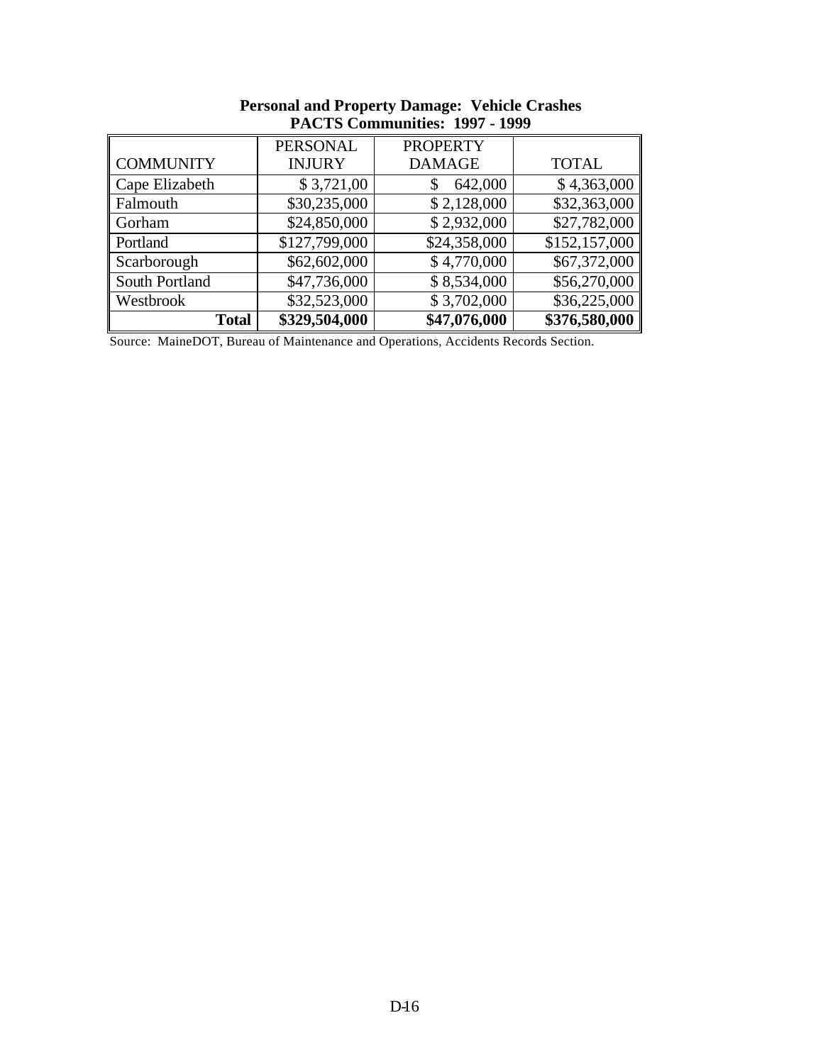**Personal and Property Damage: Vehicle Crashes**
**PACTS Communities: 1997 - 1999**

| COMMUNITY | PERSONAL INJURY | PROPERTY DAMAGE | TOTAL |
|---|---|---|---|
| Cape Elizabeth | $ 3,721,00 | $ 642,000 | $ 4,363,000 |
| Falmouth | $30,235,000 | $ 2,128,000 | $32,363,000 |
| Gorham | $24,850,000 | $ 2,932,000 | $27,782,000 |
| Portland | $127,799,000 | $24,358,000 | $152,157,000 |
| Scarborough | $62,602,000 | $ 4,770,000 | $67,372,000 |
| South Portland | $47,736,000 | $ 8,534,000 | $56,270,000 |
| Westbrook | $32,523,000 | $ 3,702,000 | $36,225,000 |
| **Total** | **$329,504,000** | **$47,076,000** | **$376,580,000** |

Source: MaineDOT, Bureau of Maintenance and Operations, Accidents Records Section.